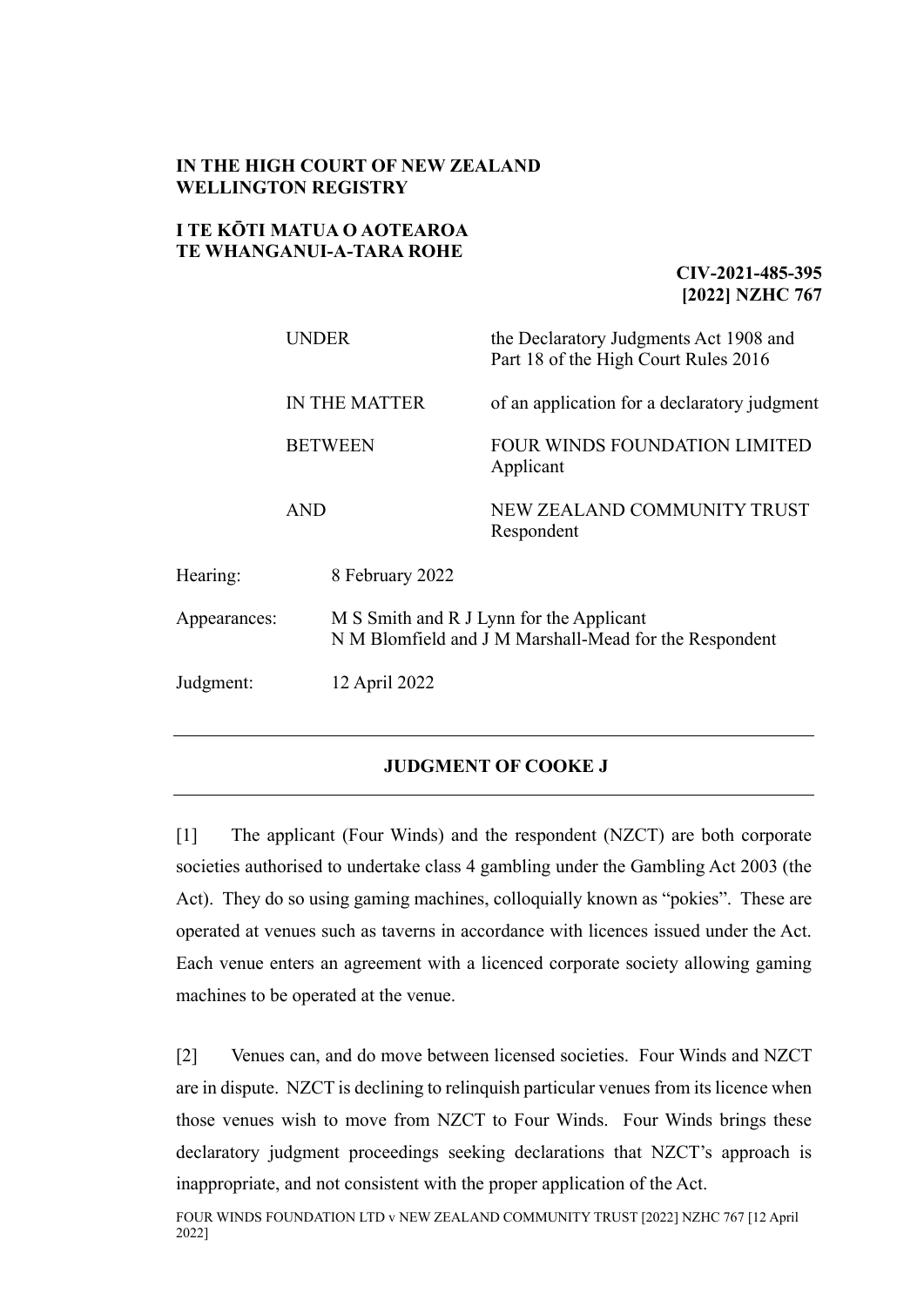**IN THE HIGH COURT OF NEW ZEALAND**
**WELLINGTON REGISTRY**

**I TE KŌTI MATUA O AOTEAROA**
**TE WHANGANUI-A-TARA ROHE**

**CIV-2021-485-395**
**[2022] NZHC 767**

| | |
|---|---|
| UNDER | the Declaratory Judgments Act 1908 and Part 18 of the High Court Rules 2016 |
| IN THE MATTER | of an application for a declaratory judgment |
| BETWEEN | FOUR WINDS FOUNDATION LIMITED<br>Applicant |
| AND | NEW ZEALAND COMMUNITY TRUST<br>Respondent |

| | |
|---|---|
| Hearing: | 8 February 2022 |
| Appearances: | M S Smith and R J Lynn for the Applicant<br>N M Blomfield and J M Marshall-Mead for the Respondent |
| Judgment: | 12 April 2022 |

---

## JUDGMENT OF COOKE J

---

[1] The applicant (Four Winds) and the respondent (NZCT) are both corporate societies authorised to undertake class 4 gambling under the Gambling Act 2003 (the Act). They do so using gaming machines, colloquially known as "pokies". These are operated at venues such as taverns in accordance with licences issued under the Act. Each venue enters an agreement with a licenced corporate society allowing gaming machines to be operated at the venue.

[2] Venues can, and do move between licensed societies. Four Winds and NZCT are in dispute. NZCT is declining to relinquish particular venues from its licence when those venues wish to move from NZCT to Four Winds. Four Winds brings these declaratory judgment proceedings seeking declarations that NZCT's approach is inappropriate, and not consistent with the proper application of the Act.

FOUR WINDS FOUNDATION LTD v NEW ZEALAND COMMUNITY TRUST [2022] NZHC 767 [12 April 2022]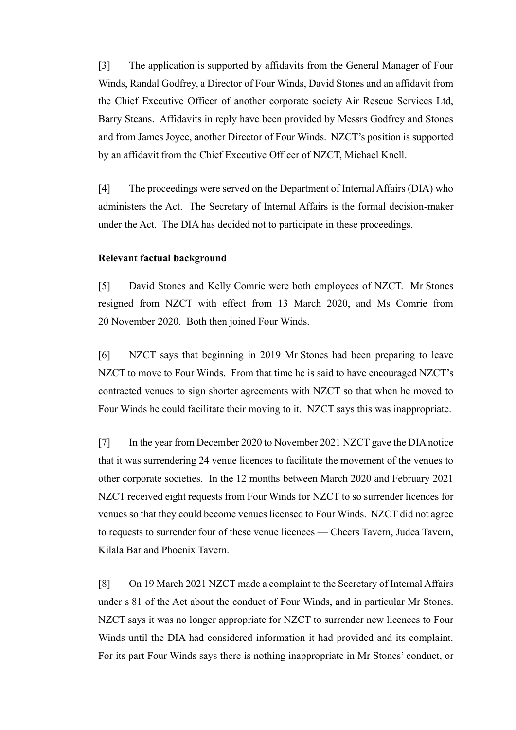[3] The application is supported by affidavits from the General Manager of Four Winds, Randal Godfrey, a Director of Four Winds, David Stones and an affidavit from the Chief Executive Officer of another corporate society Air Rescue Services Ltd, Barry Steans. Affidavits in reply have been provided by Messrs Godfrey and Stones and from James Joyce, another Director of Four Winds. NZCT's position is supported by an affidavit from the Chief Executive Officer of NZCT, Michael Knell.

[4] The proceedings were served on the Department of Internal Affairs (DIA) who administers the Act. The Secretary of Internal Affairs is the formal decision-maker under the Act. The DIA has decided not to participate in these proceedings.

**Relevant factual background**

[5] David Stones and Kelly Comrie were both employees of NZCT. Mr Stones resigned from NZCT with effect from 13 March 2020, and Ms Comrie from 20 November 2020. Both then joined Four Winds.

[6] NZCT says that beginning in 2019 Mr Stones had been preparing to leave NZCT to move to Four Winds. From that time he is said to have encouraged NZCT's contracted venues to sign shorter agreements with NZCT so that when he moved to Four Winds he could facilitate their moving to it. NZCT says this was inappropriate.

[7] In the year from December 2020 to November 2021 NZCT gave the DIA notice that it was surrendering 24 venue licences to facilitate the movement of the venues to other corporate societies. In the 12 months between March 2020 and February 2021 NZCT received eight requests from Four Winds for NZCT to so surrender licences for venues so that they could become venues licensed to Four Winds. NZCT did not agree to requests to surrender four of these venue licences — Cheers Tavern, Judea Tavern, Kilala Bar and Phoenix Tavern.

[8] On 19 March 2021 NZCT made a complaint to the Secretary of Internal Affairs under s 81 of the Act about the conduct of Four Winds, and in particular Mr Stones. NZCT says it was no longer appropriate for NZCT to surrender new licences to Four Winds until the DIA had considered information it had provided and its complaint. For its part Four Winds says there is nothing inappropriate in Mr Stones' conduct, or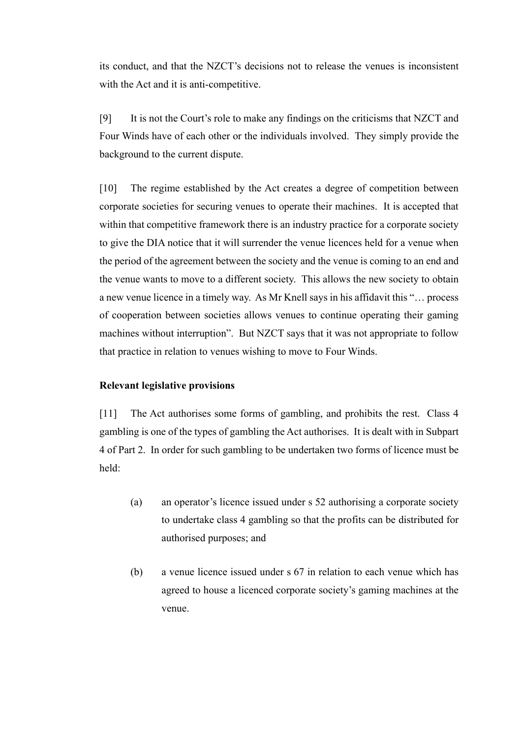its conduct, and that the NZCT's decisions not to release the venues is inconsistent with the Act and it is anti-competitive.

[9] It is not the Court's role to make any findings on the criticisms that NZCT and Four Winds have of each other or the individuals involved. They simply provide the background to the current dispute.

[10] The regime established by the Act creates a degree of competition between corporate societies for securing venues to operate their machines. It is accepted that within that competitive framework there is an industry practice for a corporate society to give the DIA notice that it will surrender the venue licences held for a venue when the period of the agreement between the society and the venue is coming to an end and the venue wants to move to a different society. This allows the new society to obtain a new venue licence in a timely way. As Mr Knell says in his affidavit this "… process of cooperation between societies allows venues to continue operating their gaming machines without interruption". But NZCT says that it was not appropriate to follow that practice in relation to venues wishing to move to Four Winds.

**Relevant legislative provisions**

[11] The Act authorises some forms of gambling, and prohibits the rest. Class 4 gambling is one of the types of gambling the Act authorises. It is dealt with in Subpart 4 of Part 2. In order for such gambling to be undertaken two forms of licence must be held:

(a) an operator's licence issued under s 52 authorising a corporate society to undertake class 4 gambling so that the profits can be distributed for authorised purposes; and

(b) a venue licence issued under s 67 in relation to each venue which has agreed to house a licenced corporate society's gaming machines at the venue.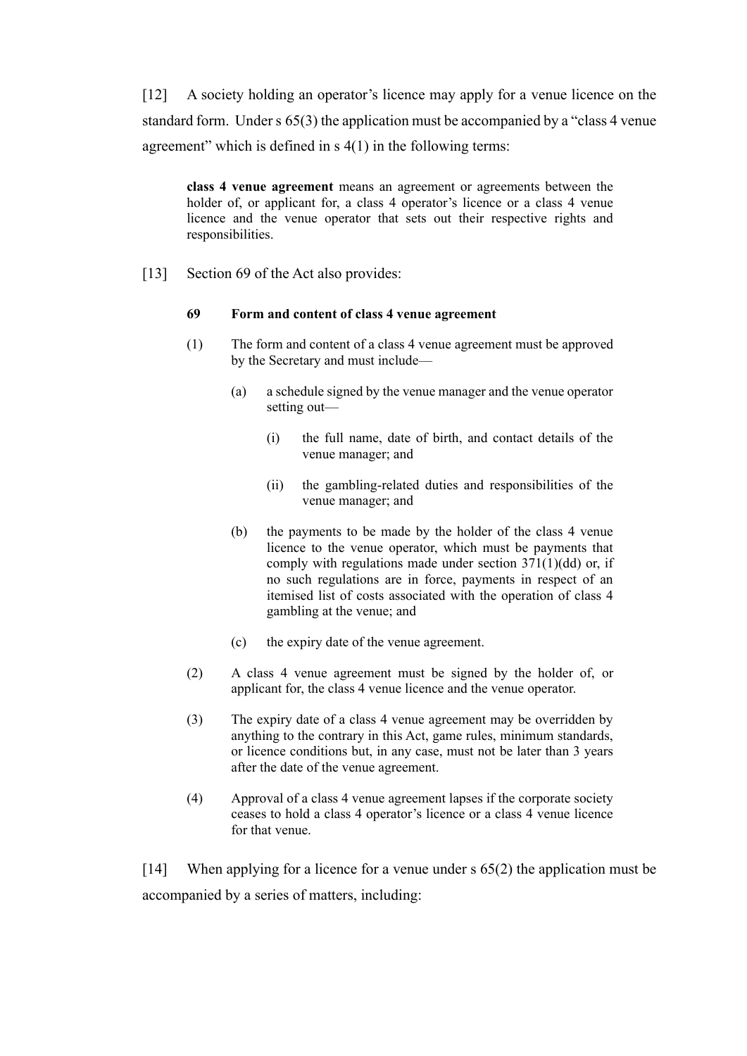[12] A society holding an operator's licence may apply for a venue licence on the standard form. Under s 65(3) the application must be accompanied by a "class 4 venue agreement" which is defined in s 4(1) in the following terms:

> **class 4 venue agreement** means an agreement or agreements between the holder of, or applicant for, a class 4 operator's licence or a class 4 venue licence and the venue operator that sets out their respective rights and responsibilities.

[13] Section 69 of the Act also provides:

> **69 Form and content of class 4 venue agreement**
>
> (1) The form and content of a class 4 venue agreement must be approved by the Secretary and must include—
>
> > (a) a schedule signed by the venue manager and the venue operator setting out—
> >
> > > (i) the full name, date of birth, and contact details of the venue manager; and
> > >
> > > (ii) the gambling-related duties and responsibilities of the venue manager; and
> >
> > (b) the payments to be made by the holder of the class 4 venue licence to the venue operator, which must be payments that comply with regulations made under section 371(1)(dd) or, if no such regulations are in force, payments in respect of an itemised list of costs associated with the operation of class 4 gambling at the venue; and
> >
> > (c) the expiry date of the venue agreement.
>
> (2) A class 4 venue agreement must be signed by the holder of, or applicant for, the class 4 venue licence and the venue operator.
>
> (3) The expiry date of a class 4 venue agreement may be overridden by anything to the contrary in this Act, game rules, minimum standards, or licence conditions but, in any case, must not be later than 3 years after the date of the venue agreement.
>
> (4) Approval of a class 4 venue agreement lapses if the corporate society ceases to hold a class 4 operator's licence or a class 4 venue licence for that venue.

[14] When applying for a licence for a venue under s 65(2) the application must be accompanied by a series of matters, including: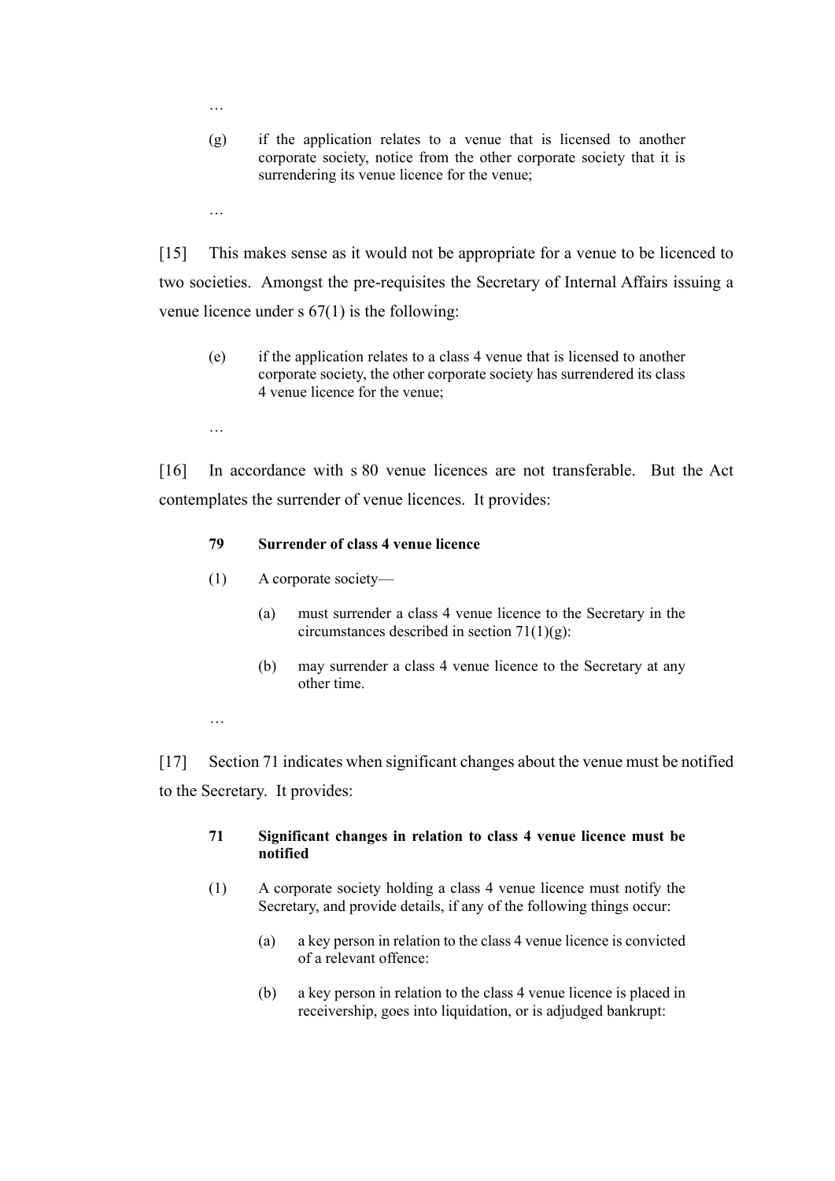…

(g) if the application relates to a venue that is licensed to another corporate society, notice from the other corporate society that it is surrendering its venue licence for the venue;

…

[15] This makes sense as it would not be appropriate for a venue to be licenced to two societies. Amongst the pre-requisites the Secretary of Internal Affairs issuing a venue licence under s 67(1) is the following:

> (e) if the application relates to a class 4 venue that is licensed to another corporate society, the other corporate society has surrendered its class 4 venue licence for the venue;
>
> …

[16] In accordance with s 80 venue licences are not transferable. But the Act contemplates the surrender of venue licences. It provides:

> **79 Surrender of class 4 venue licence**
>
> (1) A corporate society—
>
> (a) must surrender a class 4 venue licence to the Secretary in the circumstances described in section 71(1)(g):
>
> (b) may surrender a class 4 venue licence to the Secretary at any other time.
>
> …

[17] Section 71 indicates when significant changes about the venue must be notified to the Secretary. It provides:

> **71 Significant changes in relation to class 4 venue licence must be notified**
>
> (1) A corporate society holding a class 4 venue licence must notify the Secretary, and provide details, if any of the following things occur:
>
> (a) a key person in relation to the class 4 venue licence is convicted of a relevant offence:
>
> (b) a key person in relation to the class 4 venue licence is placed in receivership, goes into liquidation, or is adjudged bankrupt: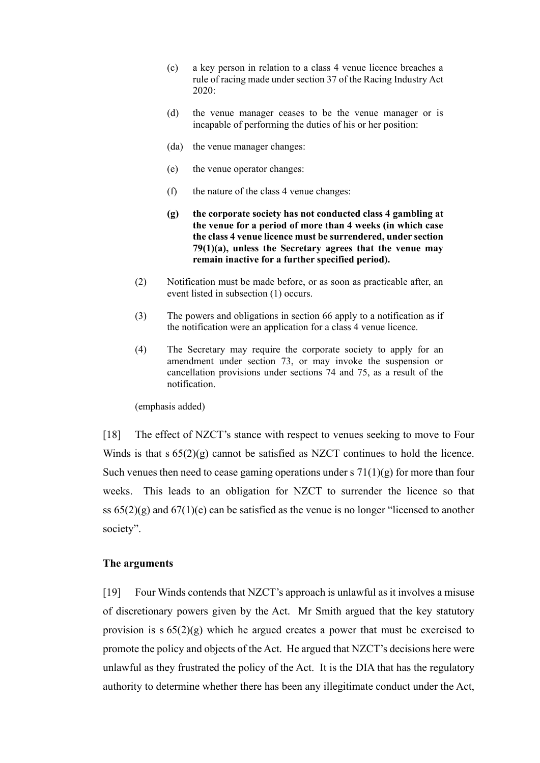(c) a key person in relation to a class 4 venue licence breaches a rule of racing made under section 37 of the Racing Industry Act 2020:

(d) the venue manager ceases to be the venue manager or is incapable of performing the duties of his or her position:

(da) the venue manager changes:

(e) the venue operator changes:

(f) the nature of the class 4 venue changes:

**(g) the corporate society has not conducted class 4 gambling at the venue for a period of more than 4 weeks (in which case the class 4 venue licence must be surrendered, under section 79(1)(a), unless the Secretary agrees that the venue may remain inactive for a further specified period).**

(2) Notification must be made before, or as soon as practicable after, an event listed in subsection (1) occurs.

(3) The powers and obligations in section 66 apply to a notification as if the notification were an application for a class 4 venue licence.

(4) The Secretary may require the corporate society to apply for an amendment under section 73, or may invoke the suspension or cancellation provisions under sections 74 and 75, as a result of the notification.

(emphasis added)

[18] The effect of NZCT's stance with respect to venues seeking to move to Four Winds is that s 65(2)(g) cannot be satisfied as NZCT continues to hold the licence. Such venues then need to cease gaming operations under s 71(1)(g) for more than four weeks. This leads to an obligation for NZCT to surrender the licence so that ss 65(2)(g) and 67(1)(e) can be satisfied as the venue is no longer "licensed to another society".

## The arguments

[19] Four Winds contends that NZCT's approach is unlawful as it involves a misuse of discretionary powers given by the Act. Mr Smith argued that the key statutory provision is s 65(2)(g) which he argued creates a power that must be exercised to promote the policy and objects of the Act. He argued that NZCT's decisions here were unlawful as they frustrated the policy of the Act. It is the DIA that has the regulatory authority to determine whether there has been any illegitimate conduct under the Act,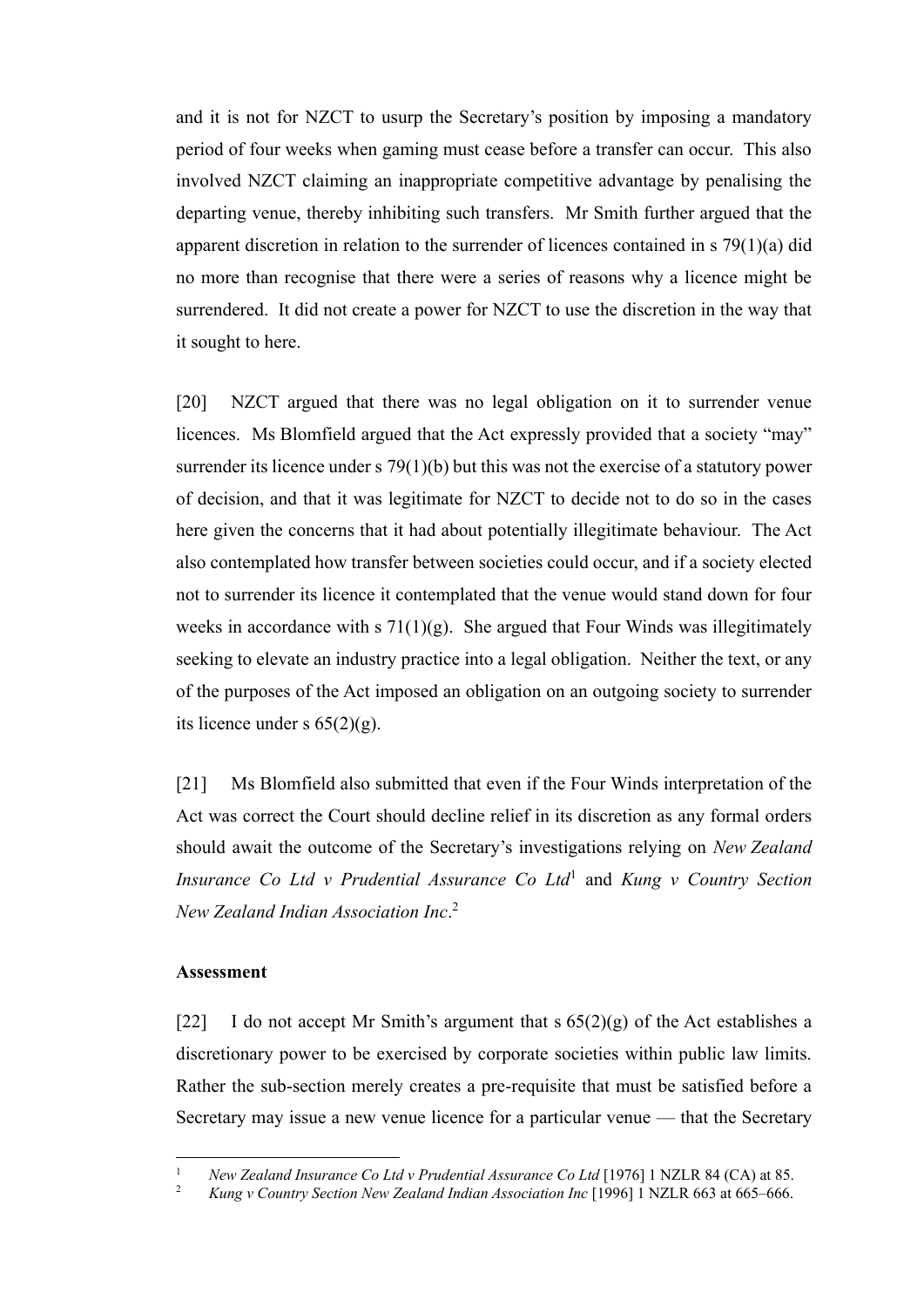and it is not for NZCT to usurp the Secretary's position by imposing a mandatory period of four weeks when gaming must cease before a transfer can occur. This also involved NZCT claiming an inappropriate competitive advantage by penalising the departing venue, thereby inhibiting such transfers. Mr Smith further argued that the apparent discretion in relation to the surrender of licences contained in s 79(1)(a) did no more than recognise that there were a series of reasons why a licence might be surrendered. It did not create a power for NZCT to use the discretion in the way that it sought to here.

[20] NZCT argued that there was no legal obligation on it to surrender venue licences. Ms Blomfield argued that the Act expressly provided that a society "may" surrender its licence under s 79(1)(b) but this was not the exercise of a statutory power of decision, and that it was legitimate for NZCT to decide not to do so in the cases here given the concerns that it had about potentially illegitimate behaviour. The Act also contemplated how transfer between societies could occur, and if a society elected not to surrender its licence it contemplated that the venue would stand down for four weeks in accordance with s 71(1)(g). She argued that Four Winds was illegitimately seeking to elevate an industry practice into a legal obligation. Neither the text, or any of the purposes of the Act imposed an obligation on an outgoing society to surrender its licence under s 65(2)(g).

[21] Ms Blomfield also submitted that even if the Four Winds interpretation of the Act was correct the Court should decline relief in its discretion as any formal orders should await the outcome of the Secretary's investigations relying on *New Zealand Insurance Co Ltd v Prudential Assurance Co Ltd*[1] and *Kung v Country Section New Zealand Indian Association Inc*.[2]

### Assessment

[22] I do not accept Mr Smith's argument that s 65(2)(g) of the Act establishes a discretionary power to be exercised by corporate societies within public law limits. Rather the sub-section merely creates a pre-requisite that must be satisfied before a Secretary may issue a new venue licence for a particular venue — that the Secretary

---

[1] *New Zealand Insurance Co Ltd v Prudential Assurance Co Ltd* [1976] 1 NZLR 84 (CA) at 85.

[2] *Kung v Country Section New Zealand Indian Association Inc* [1996] 1 NZLR 663 at 665–666.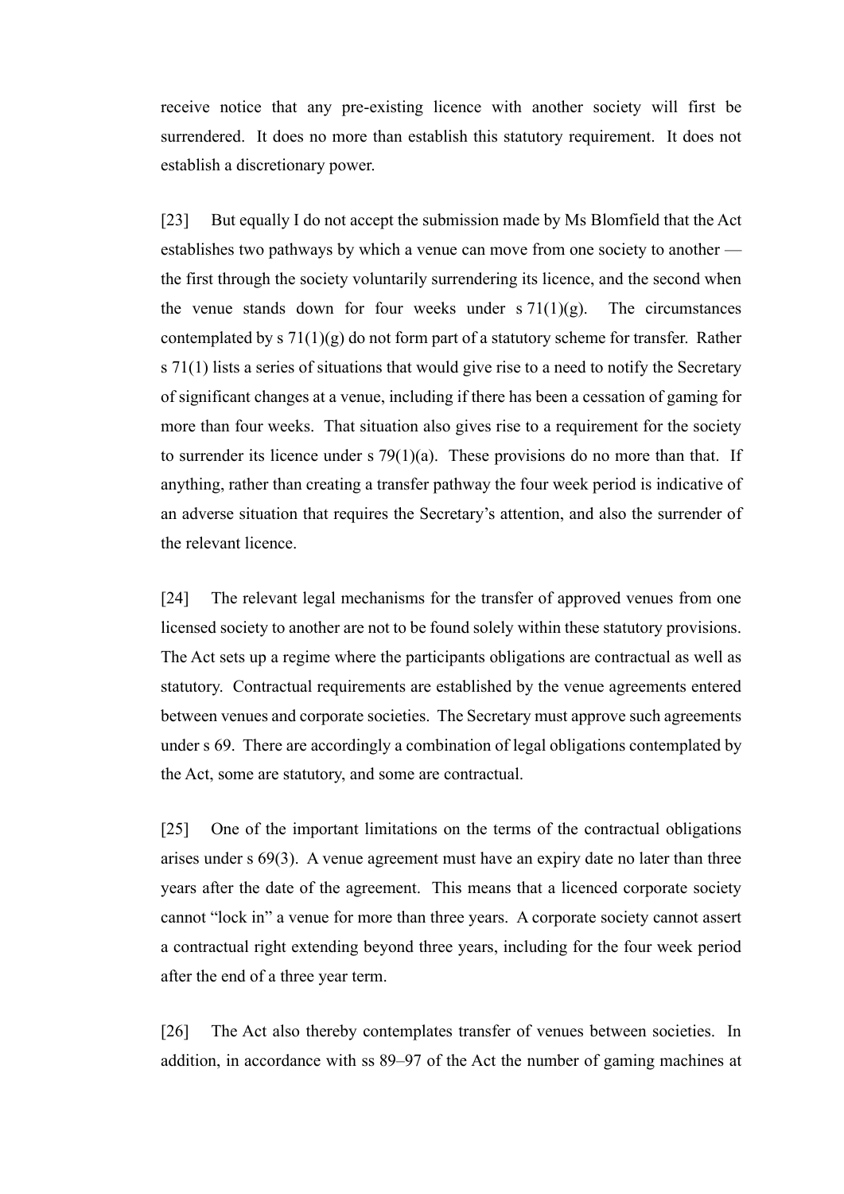receive notice that any pre-existing licence with another society will first be surrendered. It does no more than establish this statutory requirement. It does not establish a discretionary power.

[23] But equally I do not accept the submission made by Ms Blomfield that the Act establishes two pathways by which a venue can move from one society to another — the first through the society voluntarily surrendering its licence, and the second when the venue stands down for four weeks under s 71(1)(g). The circumstances contemplated by s 71(1)(g) do not form part of a statutory scheme for transfer. Rather s 71(1) lists a series of situations that would give rise to a need to notify the Secretary of significant changes at a venue, including if there has been a cessation of gaming for more than four weeks. That situation also gives rise to a requirement for the society to surrender its licence under s 79(1)(a). These provisions do no more than that. If anything, rather than creating a transfer pathway the four week period is indicative of an adverse situation that requires the Secretary's attention, and also the surrender of the relevant licence.

[24] The relevant legal mechanisms for the transfer of approved venues from one licensed society to another are not to be found solely within these statutory provisions. The Act sets up a regime where the participants obligations are contractual as well as statutory. Contractual requirements are established by the venue agreements entered between venues and corporate societies. The Secretary must approve such agreements under s 69. There are accordingly a combination of legal obligations contemplated by the Act, some are statutory, and some are contractual.

[25] One of the important limitations on the terms of the contractual obligations arises under s 69(3). A venue agreement must have an expiry date no later than three years after the date of the agreement. This means that a licenced corporate society cannot "lock in" a venue for more than three years. A corporate society cannot assert a contractual right extending beyond three years, including for the four week period after the end of a three year term.

[26] The Act also thereby contemplates transfer of venues between societies. In addition, in accordance with ss 89–97 of the Act the number of gaming machines at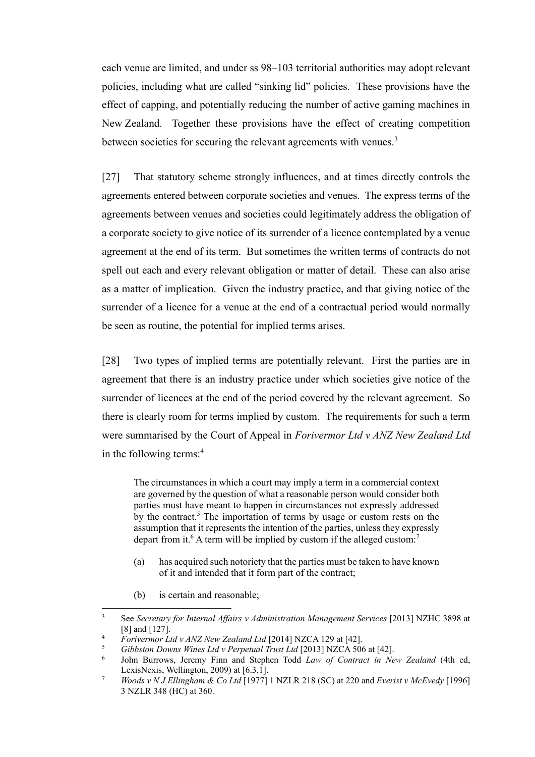each venue are limited, and under ss 98–103 territorial authorities may adopt relevant policies, including what are called "sinking lid" policies. These provisions have the effect of capping, and potentially reducing the number of active gaming machines in New Zealand. Together these provisions have the effect of creating competition between societies for securing the relevant agreements with venues.[3]

[27] That statutory scheme strongly influences, and at times directly controls the agreements entered between corporate societies and venues. The express terms of the agreements between venues and societies could legitimately address the obligation of a corporate society to give notice of its surrender of a licence contemplated by a venue agreement at the end of its term. But sometimes the written terms of contracts do not spell out each and every relevant obligation or matter of detail. These can also arise as a matter of implication. Given the industry practice, and that giving notice of the surrender of a licence for a venue at the end of a contractual period would normally be seen as routine, the potential for implied terms arises.

[28] Two types of implied terms are potentially relevant. First the parties are in agreement that there is an industry practice under which societies give notice of the surrender of licences at the end of the period covered by the relevant agreement. So there is clearly room for terms implied by custom. The requirements for such a term were summarised by the Court of Appeal in *Forivermor Ltd v ANZ New Zealand Ltd* in the following terms:[4]

> The circumstances in which a court may imply a term in a commercial context are governed by the question of what a reasonable person would consider both parties must have meant to happen in circumstances not expressly addressed by the contract.[5] The importation of terms by usage or custom rests on the assumption that it represents the intention of the parties, unless they expressly depart from it.[6] A term will be implied by custom if the alleged custom:[7]
>
> (a) has acquired such notoriety that the parties must be taken to have known of it and intended that it form part of the contract;
>
> (b) is certain and reasonable;

---

[3] See *Secretary for Internal Affairs v Administration Management Services* [2013] NZHC 3898 at [8] and [127].

[4] *Forivermor Ltd v ANZ New Zealand Ltd* [2014] NZCA 129 at [42].

[5] *Gibbston Downs Wines Ltd v Perpetual Trust Ltd* [2013] NZCA 506 at [42].

[6] John Burrows, Jeremy Finn and Stephen Todd *Law of Contract in New Zealand* (4th ed, LexisNexis, Wellington, 2009) at [6.3.1].

[7] *Woods v N J Ellingham & Co Ltd* [1977] 1 NZLR 218 (SC) at 220 and *Everist v McEvedy* [1996] 3 NZLR 348 (HC) at 360.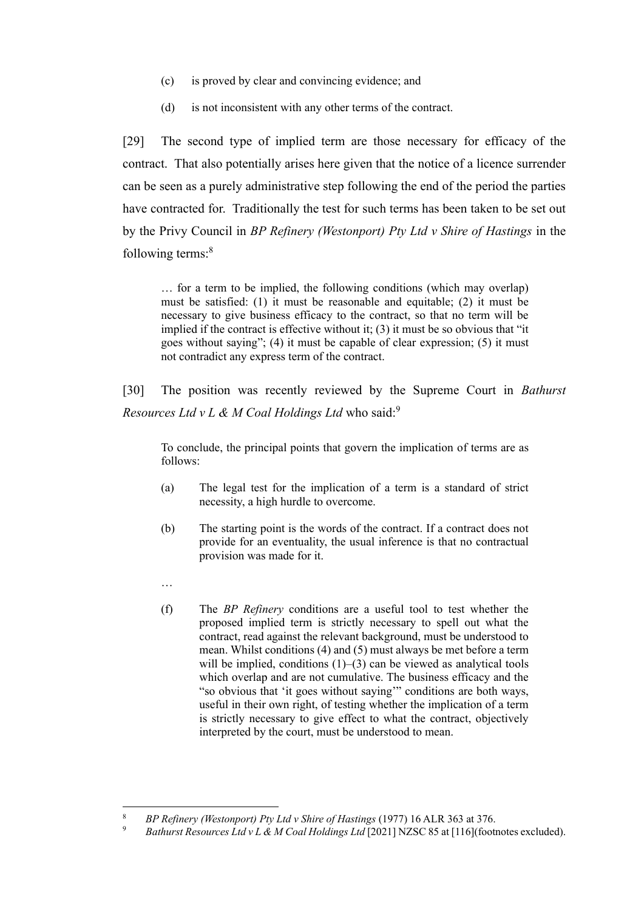(c) is proved by clear and convincing evidence; and

(d) is not inconsistent with any other terms of the contract.

[29] The second type of implied term are those necessary for efficacy of the contract. That also potentially arises here given that the notice of a licence surrender can be seen as a purely administrative step following the end of the period the parties have contracted for. Traditionally the test for such terms has been taken to be set out by the Privy Council in *BP Refinery (Westonport) Pty Ltd v Shire of Hastings* in the following terms:[8]

> … for a term to be implied, the following conditions (which may overlap) must be satisfied: (1) it must be reasonable and equitable; (2) it must be necessary to give business efficacy to the contract, so that no term will be implied if the contract is effective without it; (3) it must be so obvious that "it goes without saying"; (4) it must be capable of clear expression; (5) it must not contradict any express term of the contract.

[30] The position was recently reviewed by the Supreme Court in *Bathurst Resources Ltd v L & M Coal Holdings Ltd* who said:[9]

> To conclude, the principal points that govern the implication of terms are as follows:
>
> (a) The legal test for the implication of a term is a standard of strict necessity, a high hurdle to overcome.
>
> (b) The starting point is the words of the contract. If a contract does not provide for an eventuality, the usual inference is that no contractual provision was made for it.
>
> …
>
> (f) The *BP Refinery* conditions are a useful tool to test whether the proposed implied term is strictly necessary to spell out what the contract, read against the relevant background, must be understood to mean. Whilst conditions (4) and (5) must always be met before a term will be implied, conditions (1)–(3) can be viewed as analytical tools which overlap and are not cumulative. The business efficacy and the "so obvious that 'it goes without saying'" conditions are both ways, useful in their own right, of testing whether the implication of a term is strictly necessary to give effect to what the contract, objectively interpreted by the court, must be understood to mean.

---

[8] *BP Refinery (Westonport) Pty Ltd v Shire of Hastings* (1977) 16 ALR 363 at 376.

[9] *Bathurst Resources Ltd v L & M Coal Holdings Ltd* [2021] NZSC 85 at [116](footnotes excluded).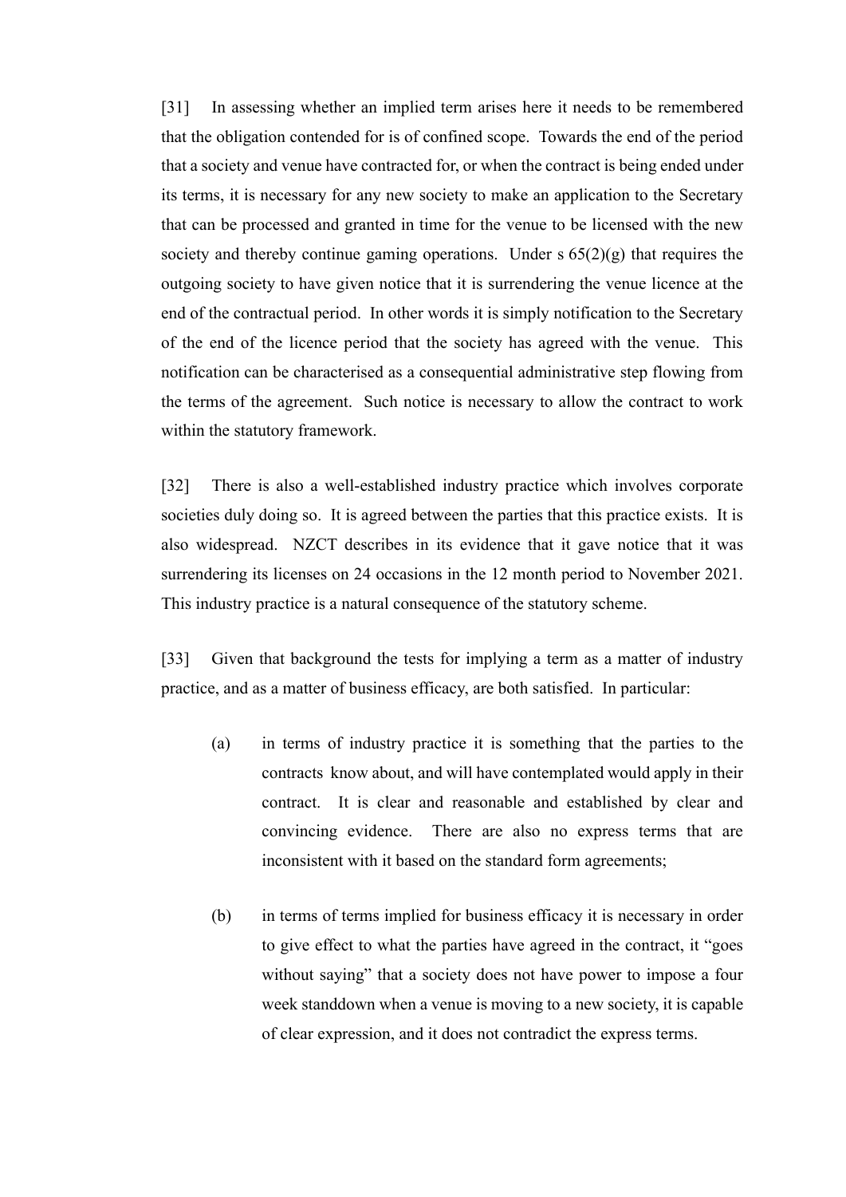[31] In assessing whether an implied term arises here it needs to be remembered that the obligation contended for is of confined scope. Towards the end of the period that a society and venue have contracted for, or when the contract is being ended under its terms, it is necessary for any new society to make an application to the Secretary that can be processed and granted in time for the venue to be licensed with the new society and thereby continue gaming operations. Under s 65(2)(g) that requires the outgoing society to have given notice that it is surrendering the venue licence at the end of the contractual period. In other words it is simply notification to the Secretary of the end of the licence period that the society has agreed with the venue. This notification can be characterised as a consequential administrative step flowing from the terms of the agreement. Such notice is necessary to allow the contract to work within the statutory framework.

[32] There is also a well-established industry practice which involves corporate societies duly doing so. It is agreed between the parties that this practice exists. It is also widespread. NZCT describes in its evidence that it gave notice that it was surrendering its licenses on 24 occasions in the 12 month period to November 2021. This industry practice is a natural consequence of the statutory scheme.

[33] Given that background the tests for implying a term as a matter of industry practice, and as a matter of business efficacy, are both satisfied. In particular:

(a) in terms of industry practice it is something that the parties to the contracts know about, and will have contemplated would apply in their contract. It is clear and reasonable and established by clear and convincing evidence. There are also no express terms that are inconsistent with it based on the standard form agreements;

(b) in terms of terms implied for business efficacy it is necessary in order to give effect to what the parties have agreed in the contract, it "goes without saying" that a society does not have power to impose a four week standdown when a venue is moving to a new society, it is capable of clear expression, and it does not contradict the express terms.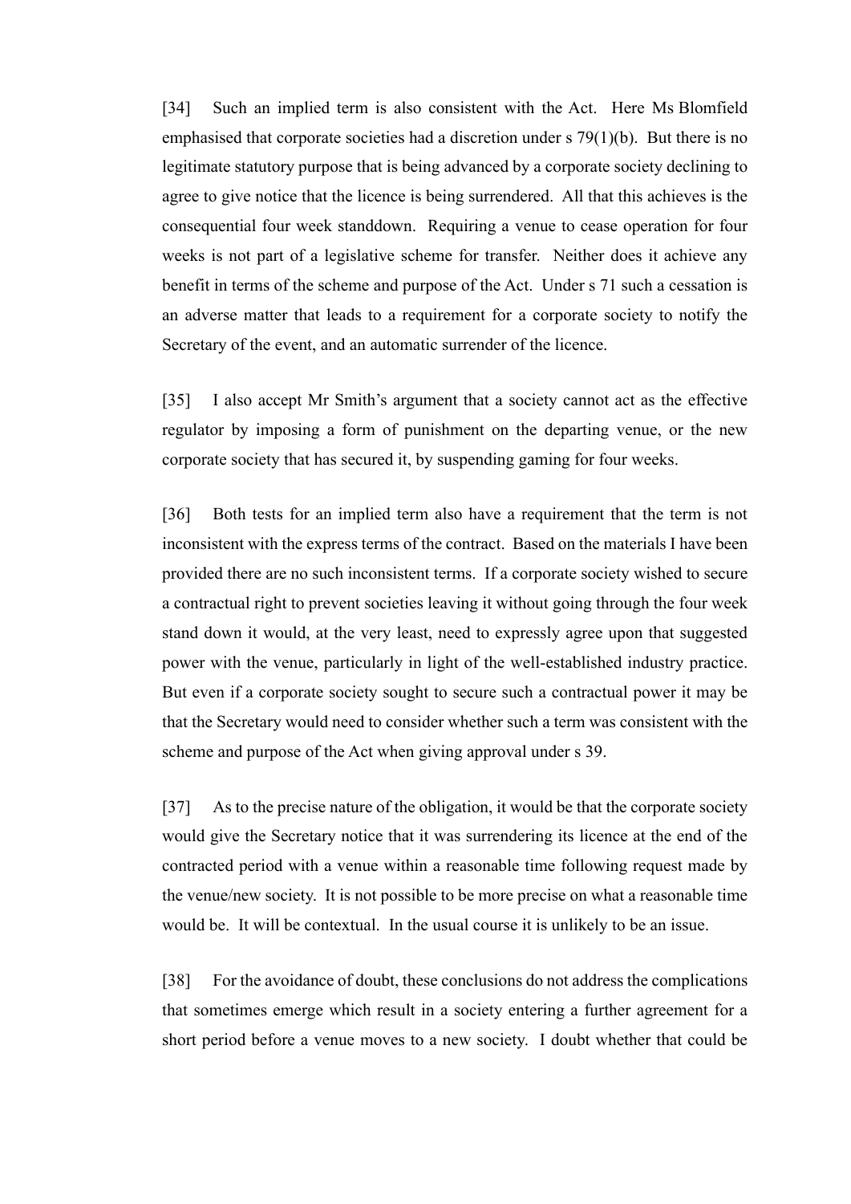[34] Such an implied term is also consistent with the Act. Here Ms Blomfield emphasised that corporate societies had a discretion under s 79(1)(b). But there is no legitimate statutory purpose that is being advanced by a corporate society declining to agree to give notice that the licence is being surrendered. All that this achieves is the consequential four week standdown. Requiring a venue to cease operation for four weeks is not part of a legislative scheme for transfer. Neither does it achieve any benefit in terms of the scheme and purpose of the Act. Under s 71 such a cessation is an adverse matter that leads to a requirement for a corporate society to notify the Secretary of the event, and an automatic surrender of the licence.

[35] I also accept Mr Smith's argument that a society cannot act as the effective regulator by imposing a form of punishment on the departing venue, or the new corporate society that has secured it, by suspending gaming for four weeks.

[36] Both tests for an implied term also have a requirement that the term is not inconsistent with the express terms of the contract. Based on the materials I have been provided there are no such inconsistent terms. If a corporate society wished to secure a contractual right to prevent societies leaving it without going through the four week stand down it would, at the very least, need to expressly agree upon that suggested power with the venue, particularly in light of the well-established industry practice. But even if a corporate society sought to secure such a contractual power it may be that the Secretary would need to consider whether such a term was consistent with the scheme and purpose of the Act when giving approval under s 39.

[37] As to the precise nature of the obligation, it would be that the corporate society would give the Secretary notice that it was surrendering its licence at the end of the contracted period with a venue within a reasonable time following request made by the venue/new society. It is not possible to be more precise on what a reasonable time would be. It will be contextual. In the usual course it is unlikely to be an issue.

[38] For the avoidance of doubt, these conclusions do not address the complications that sometimes emerge which result in a society entering a further agreement for a short period before a venue moves to a new society. I doubt whether that could be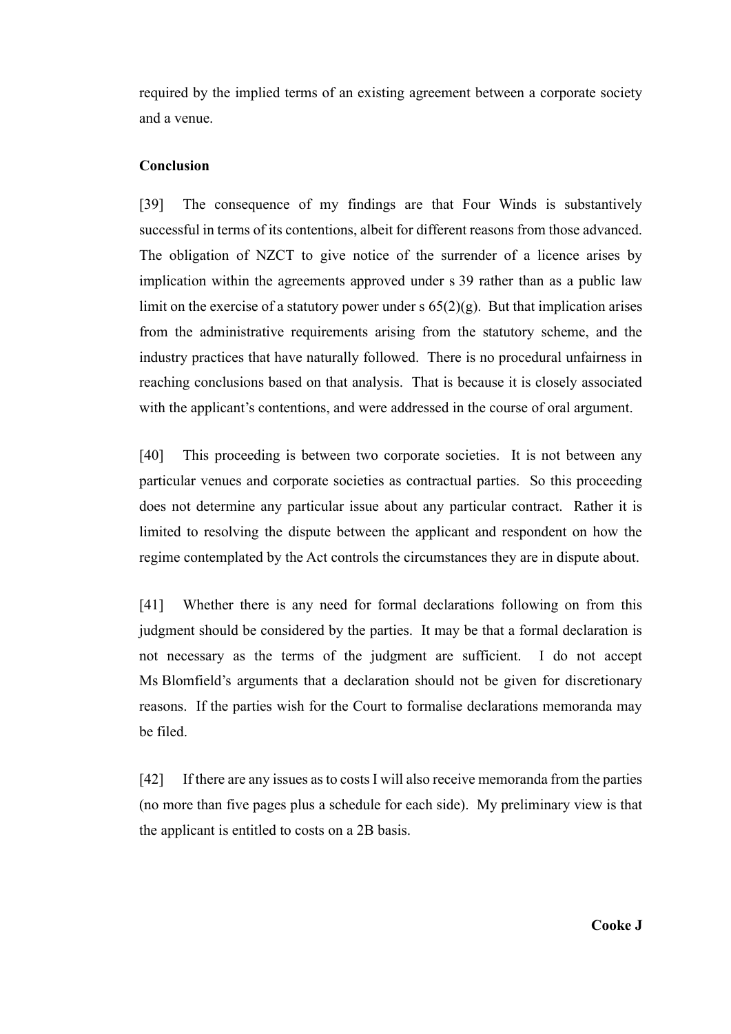required by the implied terms of an existing agreement between a corporate society and a venue.

**Conclusion**

[39] The consequence of my findings are that Four Winds is substantively successful in terms of its contentions, albeit for different reasons from those advanced. The obligation of NZCT to give notice of the surrender of a licence arises by implication within the agreements approved under s 39 rather than as a public law limit on the exercise of a statutory power under s 65(2)(g). But that implication arises from the administrative requirements arising from the statutory scheme, and the industry practices that have naturally followed. There is no procedural unfairness in reaching conclusions based on that analysis. That is because it is closely associated with the applicant's contentions, and were addressed in the course of oral argument.

[40] This proceeding is between two corporate societies. It is not between any particular venues and corporate societies as contractual parties. So this proceeding does not determine any particular issue about any particular contract. Rather it is limited to resolving the dispute between the applicant and respondent on how the regime contemplated by the Act controls the circumstances they are in dispute about.

[41] Whether there is any need for formal declarations following on from this judgment should be considered by the parties. It may be that a formal declaration is not necessary as the terms of the judgment are sufficient. I do not accept Ms Blomfield's arguments that a declaration should not be given for discretionary reasons. If the parties wish for the Court to formalise declarations memoranda may be filed.

[42] If there are any issues as to costs I will also receive memoranda from the parties (no more than five pages plus a schedule for each side). My preliminary view is that the applicant is entitled to costs on a 2B basis.

**Cooke J**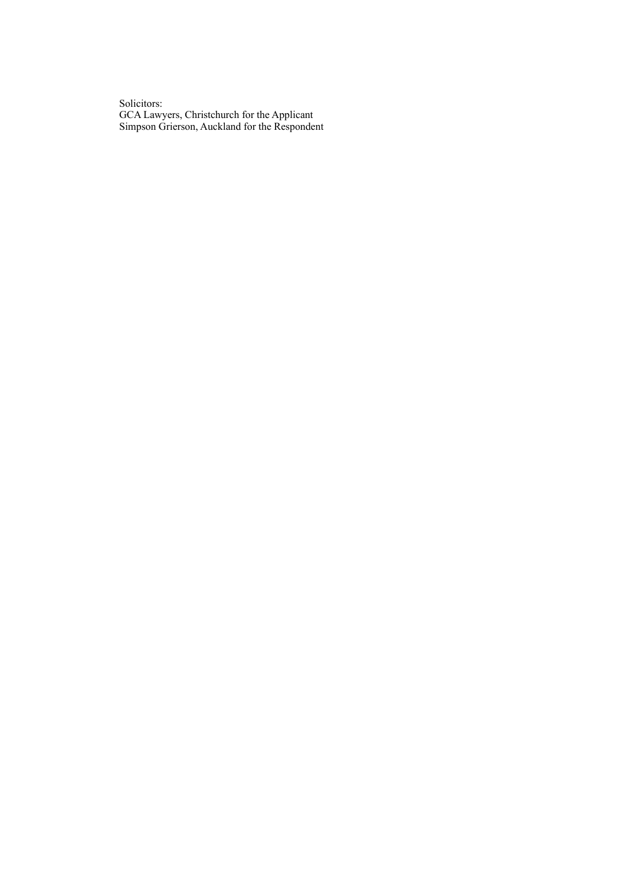Solicitors:
GCA Lawyers, Christchurch for the Applicant
Simpson Grierson, Auckland for the Respondent